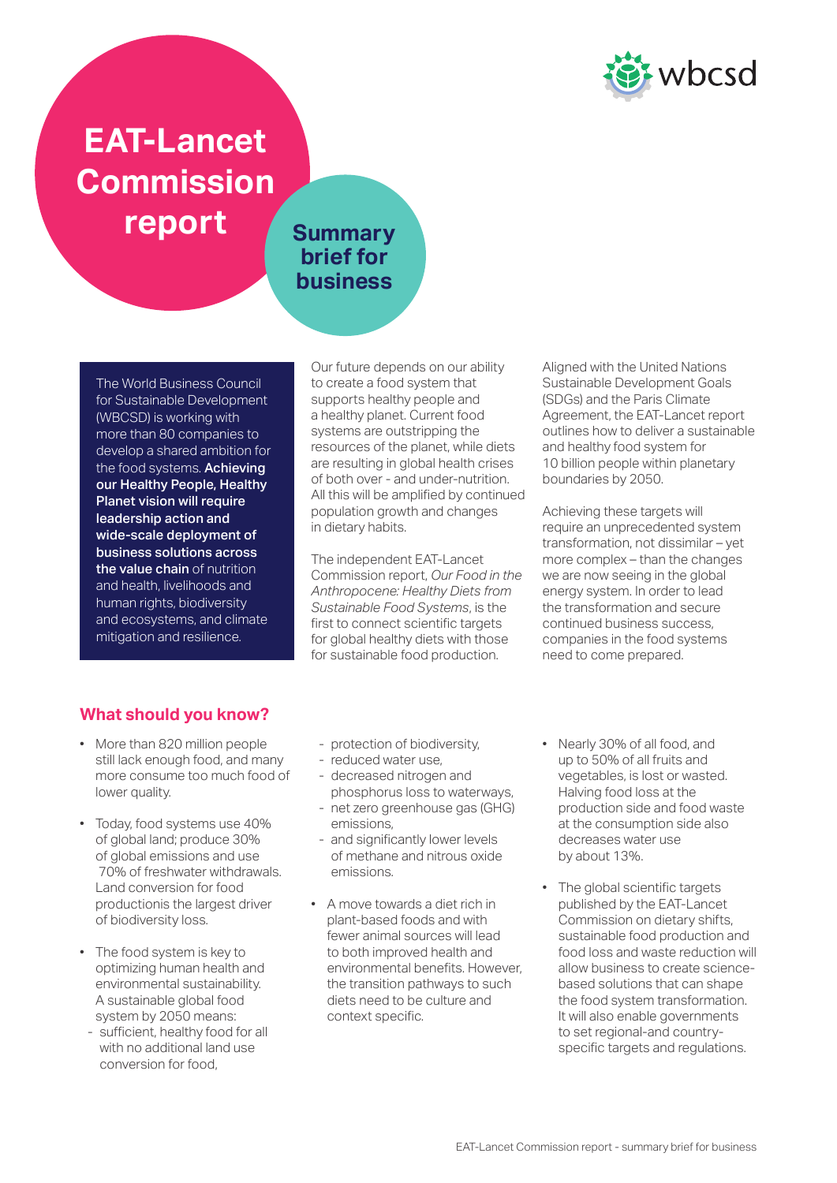# EAT-Lancet Commission report

## Summary brief for business

The World Business Council for Sustainable Development (WBCSD) is working with more than 80 companies to develop a shared ambition for the food systems. **Achieving our Healthy People, Healthy Planet vision will require leadership action and wide-scale deployment of business solutions across the value chain** of nutrition and health, livelihoods and human rights, biodiversity and ecosystems, and climate mitigation and resilience.

Our future depends on our ability to create a food system that supports healthy people and a healthy planet. Current food systems are outstripping the resources of the planet, while diets are resulting in global health crises of both over - and under-nutrition. All this will be amplified by continued population growth and changes in dietary habits.

The independent EAT-Lancet Commission report, *Our Food in the Anthropocene: Healthy Diets from Sustainable Food Systems*, is the first to connect scientific targets for global healthy diets with those for sustainable food production.

Aligned with the United Nations Sustainable Development Goals (SDGs) and the Paris Climate Agreement, the EAT-Lancet report outlines how to deliver a sustainable and healthy food system for 10 billion people within planetary boundaries by 2050.

Achieving these targets will require an unprecedented system transformation, not dissimilar – yet more complex – than the changes we are now seeing in the global energy system. In order to lead the transformation and secure continued business success, companies in the food systems need to come prepared.

## What should you know?

- More than 820 million people still lack enough food, and many more consume too much food of lower quality.
- Today, food systems use 40% of global land; produce 30% of global emissions and use 70% of freshwater withdrawals. Land conversion for food productionis the largest driver of biodiversity loss.
- The food system is key to optimizing human health and environmental sustainability. A sustainable global food system by 2050 means:
  - sufficient, healthy food for all with no additional land use conversion for food,
  - protection of biodiversity,
  - reduced water use,
  - decreased nitrogen and phosphorus loss to waterways,
  - net zero greenhouse gas (GHG) emissions,
  - and significantly lower levels of methane and nitrous oxide emissions.
- A move towards a diet rich in plant-based foods and with fewer animal sources will lead to both improved health and environmental benefits. However, the transition pathways to such diets need to be culture and context specific.
- Nearly 30% of all food, and up to 50% of all fruits and vegetables, is lost or wasted. Halving food loss at the production side and food waste at the consumption side also decreases water use by about 13%.
- The global scientific targets published by the EAT-Lancet Commission on dietary shifts, sustainable food production and food loss and waste reduction will allow business to create science-based solutions that can shape the food system transformation. It will also enable governments to set regional-and country-specific targets and regulations.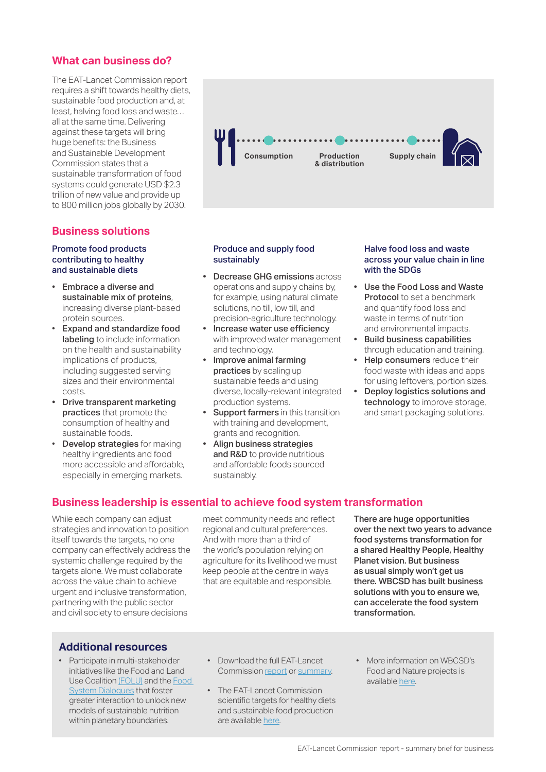## What can business do?

The EAT-Lancet Commission report requires a shift towards healthy diets, sustainable food production and, at least, halving food loss and waste… all at the same time. Delivering against these targets will bring huge benefits: the Business and Sustainable Development Commission states that a sustainable transformation of food systems could generate USD $2.3 trillion of new value and provide up to 800 million jobs globally by 2030.

Consumption

Production & distribution

Supply chain

## Business solutions

### Promote food products contributing to healthy and sustainable diets

- **Embrace a diverse and sustainable mix of proteins**, increasing diverse plant-based protein sources.
- **Expand and standardize food labeling** to include information on the health and sustainability implications of products, including suggested serving sizes and their environmental costs.
- **Drive transparent marketing practices** that promote the consumption of healthy and sustainable foods.
- **Develop strategies** for making healthy ingredients and food more accessible and affordable, especially in emerging markets.

### Produce and supply food sustainably

- **Decrease GHG emissions** across operations and supply chains by, for example, using natural climate solutions, no till, low till, and precision-agriculture technology.
- **Increase water use efficiency** with improved water management and technology.
- **Improve animal farming practices** by scaling up sustainable feeds and using diverse, locally-relevant integrated production systems.
- **Support farmers** in this transition with training and development, grants and recognition.
- **Align business strategies and R&D** to provide nutritious and affordable foods sourced sustainably.

### Halve food loss and waste across your value chain in line with the SDGs

- **Use the Food Loss and Waste Protocol** to set a benchmark and quantify food loss and waste in terms of nutrition and environmental impacts.
- **Build business capabilities** through education and training.
- **Help consumers** reduce their food waste with ideas and apps for using leftovers, portion sizes.
- **Deploy logistics solutions and technology** to improve storage, and smart packaging solutions.

## Business leadership is essential to achieve food system transformation

While each company can adjust strategies and innovation to position itself towards the targets, no one company can effectively address the systemic challenge required by the targets alone. We must collaborate across the value chain to achieve urgent and inclusive transformation, partnering with the public sector and civil society to ensure decisions meet community needs and reflect regional and cultural preferences. And with more than a third of the world's population relying on agriculture for its livelihood we must keep people at the centre in ways that are equitable and responsible.

**There are huge opportunities over the next two years to advance food systems transformation for a shared Healthy People, Healthy Planet vision. But business as usual simply won't get us there. WBCSD has built business solutions with you to ensure we, can accelerate the food system transformation.**

## Additional resources

- Participate in multi-stakeholder initiatives like the Food and Land Use Coalition (FOLU) and the Food System Dialogues that foster greater interaction to unlock new models of sustainable nutrition within planetary boundaries.
- Download the full EAT-Lancet Commission report or summary.
- The EAT-Lancet Commission scientific targets for healthy diets and sustainable food production are available here.
- More information on WBCSD's Food and Nature projects is available here.